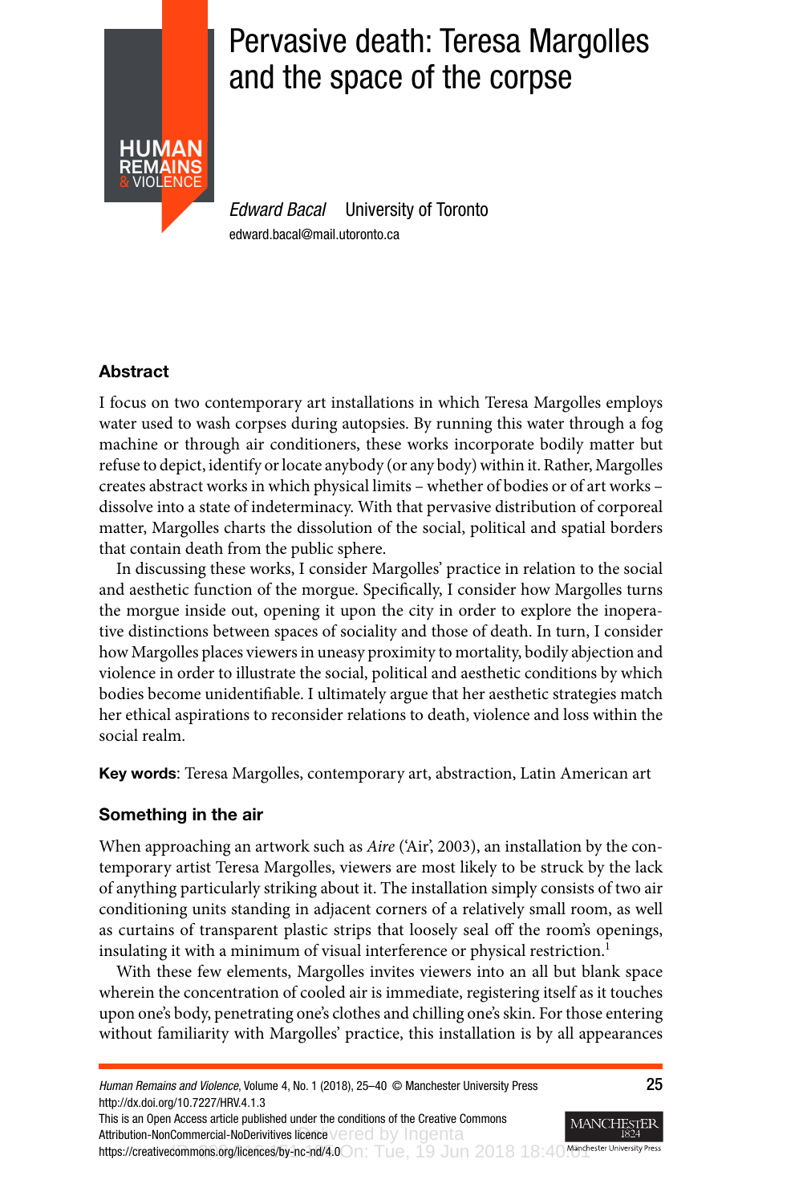# Pervasive death: Teresa Margolles and the space of the corpse

*Edward Bacal* University of Toronto
edward.bacal@mail.utoronto.ca

## Abstract

I focus on two contemporary art installations in which Teresa Margolles employs water used to wash corpses during autopsies. By running this water through a fog machine or through air conditioners, these works incorporate bodily matter but refuse to depict, identify or locate anybody (or any body) within it. Rather, Margolles creates abstract works in which physical limits – whether of bodies or of art works – dissolve into a state of indeterminacy. With that pervasive distribution of corporeal matter, Margolles charts the dissolution of the social, political and spatial borders that contain death from the public sphere.

In discussing these works, I consider Margolles' practice in relation to the social and aesthetic function of the morgue. Specifically, I consider how Margolles turns the morgue inside out, opening it upon the city in order to explore the inoperative distinctions between spaces of sociality and those of death. In turn, I consider how Margolles places viewers in uneasy proximity to mortality, bodily abjection and violence in order to illustrate the social, political and aesthetic conditions by which bodies become unidentifiable. I ultimately argue that her aesthetic strategies match her ethical aspirations to reconsider relations to death, violence and loss within the social realm.

**Key words**: Teresa Margolles, contemporary art, abstraction, Latin American art

## Something in the air

When approaching an artwork such as *Aire* ('Air', 2003), an installation by the contemporary artist Teresa Margolles, viewers are most likely to be struck by the lack of anything particularly striking about it. The installation simply consists of two air conditioning units standing in adjacent corners of a relatively small room, as well as curtains of transparent plastic strips that loosely seal off the room's openings, insulating it with a minimum of visual interference or physical restriction.[1]

With these few elements, Margolles invites viewers into an all but blank space wherein the concentration of cooled air is immediate, registering itself as it touches upon one's body, penetrating one's clothes and chilling one's skin. For those entering without familiarity with Margolles' practice, this installation is by all appearances

This is an Open Access article published under the conditions of the Creative Commons Attribution-NonCommercial-NoDerivitives licence https://creativecommons.org/licences/by-nc-nd/4.0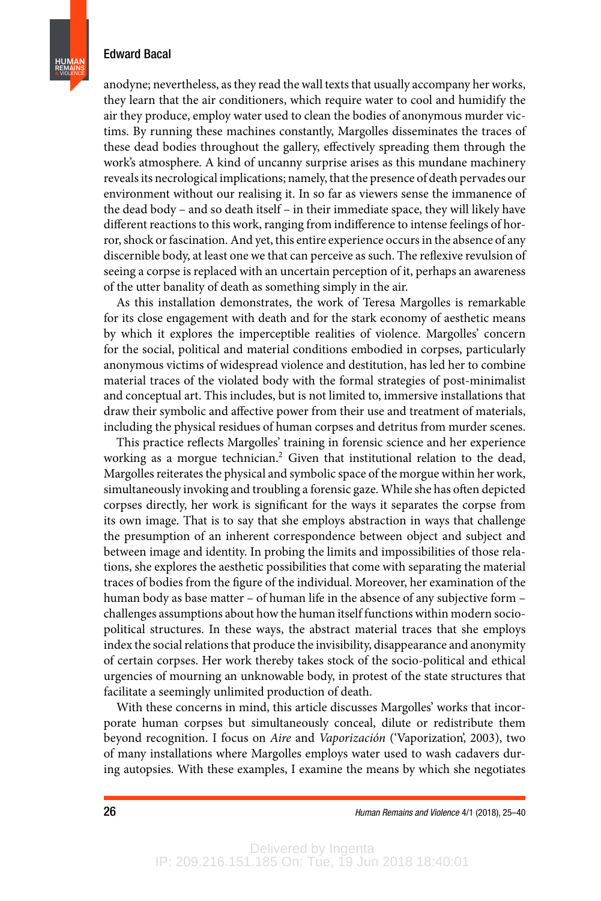anodyne; nevertheless, as they read the wall texts that usually accompany her works, they learn that the air conditioners, which require water to cool and humidify the air they produce, employ water used to clean the bodies of anonymous murder victims. By running these machines constantly, Margolles disseminates the traces of these dead bodies throughout the gallery, effectively spreading them through the work's atmosphere. A kind of uncanny surprise arises as this mundane machinery reveals its necrological implications; namely, that the presence of death pervades our environment without our realising it. In so far as viewers sense the immanence of the dead body – and so death itself – in their immediate space, they will likely have different reactions to this work, ranging from indifference to intense feelings of horror, shock or fascination. And yet, this entire experience occurs in the absence of any discernible body, at least one we that can perceive as such. The reflexive revulsion of seeing a corpse is replaced with an uncertain perception of it, perhaps an awareness of the utter banality of death as something simply in the air.

As this installation demonstrates, the work of Teresa Margolles is remarkable for its close engagement with death and for the stark economy of aesthetic means by which it explores the imperceptible realities of violence. Margolles' concern for the social, political and material conditions embodied in corpses, particularly anonymous victims of widespread violence and destitution, has led her to combine material traces of the violated body with the formal strategies of post-minimalist and conceptual art. This includes, but is not limited to, immersive installations that draw their symbolic and affective power from their use and treatment of materials, including the physical residues of human corpses and detritus from murder scenes.

This practice reflects Margolles' training in forensic science and her experience working as a morgue technician.[2] Given that institutional relation to the dead, Margolles reiterates the physical and symbolic space of the morgue within her work, simultaneously invoking and troubling a forensic gaze. While she has often depicted corpses directly, her work is significant for the ways it separates the corpse from its own image. That is to say that she employs abstraction in ways that challenge the presumption of an inherent correspondence between object and subject and between image and identity. In probing the limits and impossibilities of those relations, she explores the aesthetic possibilities that come with separating the material traces of bodies from the figure of the individual. Moreover, her examination of the human body as base matter – of human life in the absence of any subjective form – challenges assumptions about how the human itself functions within modern socio-political structures. In these ways, the abstract material traces that she employs index the social relations that produce the invisibility, disappearance and anonymity of certain corpses. Her work thereby takes stock of the socio-political and ethical urgencies of mourning an unknowable body, in protest of the state structures that facilitate a seemingly unlimited production of death.

With these concerns in mind, this article discusses Margolles' works that incorporate human corpses but simultaneously conceal, dilute or redistribute them beyond recognition. I focus on *Aire* and *Vaporización* ('Vaporization', 2003), two of many installations where Margolles employs water used to wash cadavers during autopsies. With these examples, I examine the means by which she negotiates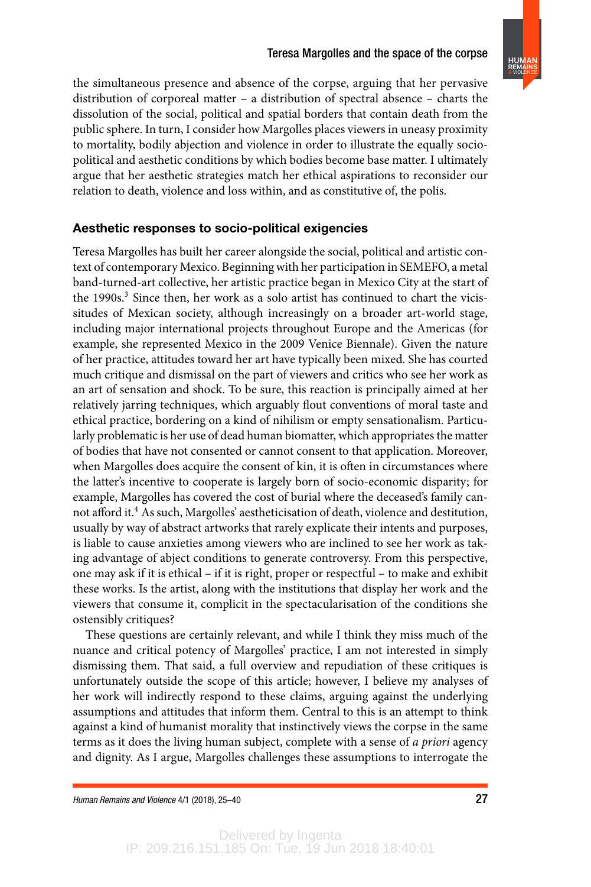the simultaneous presence and absence of the corpse, arguing that her pervasive distribution of corporeal matter – a distribution of spectral absence – charts the dissolution of the social, political and spatial borders that contain death from the public sphere. In turn, I consider how Margolles places viewers in uneasy proximity to mortality, bodily abjection and violence in order to illustrate the equally socio-political and aesthetic conditions by which bodies become base matter. I ultimately argue that her aesthetic strategies match her ethical aspirations to reconsider our relation to death, violence and loss within, and as constitutive of, the polis.

## Aesthetic responses to socio-political exigencies

Teresa Margolles has built her career alongside the social, political and artistic context of contemporary Mexico. Beginning with her participation in SEMEFO, a metal band-turned-art collective, her artistic practice began in Mexico City at the start of the 1990s.[3] Since then, her work as a solo artist has continued to chart the vicissitudes of Mexican society, although increasingly on a broader art-world stage, including major international projects throughout Europe and the Americas (for example, she represented Mexico in the 2009 Venice Biennale). Given the nature of her practice, attitudes toward her art have typically been mixed. She has courted much critique and dismissal on the part of viewers and critics who see her work as an art of sensation and shock. To be sure, this reaction is principally aimed at her relatively jarring techniques, which arguably flout conventions of moral taste and ethical practice, bordering on a kind of nihilism or empty sensationalism. Particularly problematic is her use of dead human biomatter, which appropriates the matter of bodies that have not consented or cannot consent to that application. Moreover, when Margolles does acquire the consent of kin, it is often in circumstances where the latter's incentive to cooperate is largely born of socio-economic disparity; for example, Margolles has covered the cost of burial where the deceased's family cannot afford it.[4] As such, Margolles' aestheticisation of death, violence and destitution, usually by way of abstract artworks that rarely explicate their intents and purposes, is liable to cause anxieties among viewers who are inclined to see her work as taking advantage of abject conditions to generate controversy. From this perspective, one may ask if it is ethical – if it is right, proper or respectful – to make and exhibit these works. Is the artist, along with the institutions that display her work and the viewers that consume it, complicit in the spectacularisation of the conditions she ostensibly critiques?

These questions are certainly relevant, and while I think they miss much of the nuance and critical potency of Margolles' practice, I am not interested in simply dismissing them. That said, a full overview and repudiation of these critiques is unfortunately outside the scope of this article; however, I believe my analyses of her work will indirectly respond to these claims, arguing against the underlying assumptions and attitudes that inform them. Central to this is an attempt to think against a kind of humanist morality that instinctively views the corpse in the same terms as it does the living human subject, complete with a sense of *a priori* agency and dignity. As I argue, Margolles challenges these assumptions to interrogate the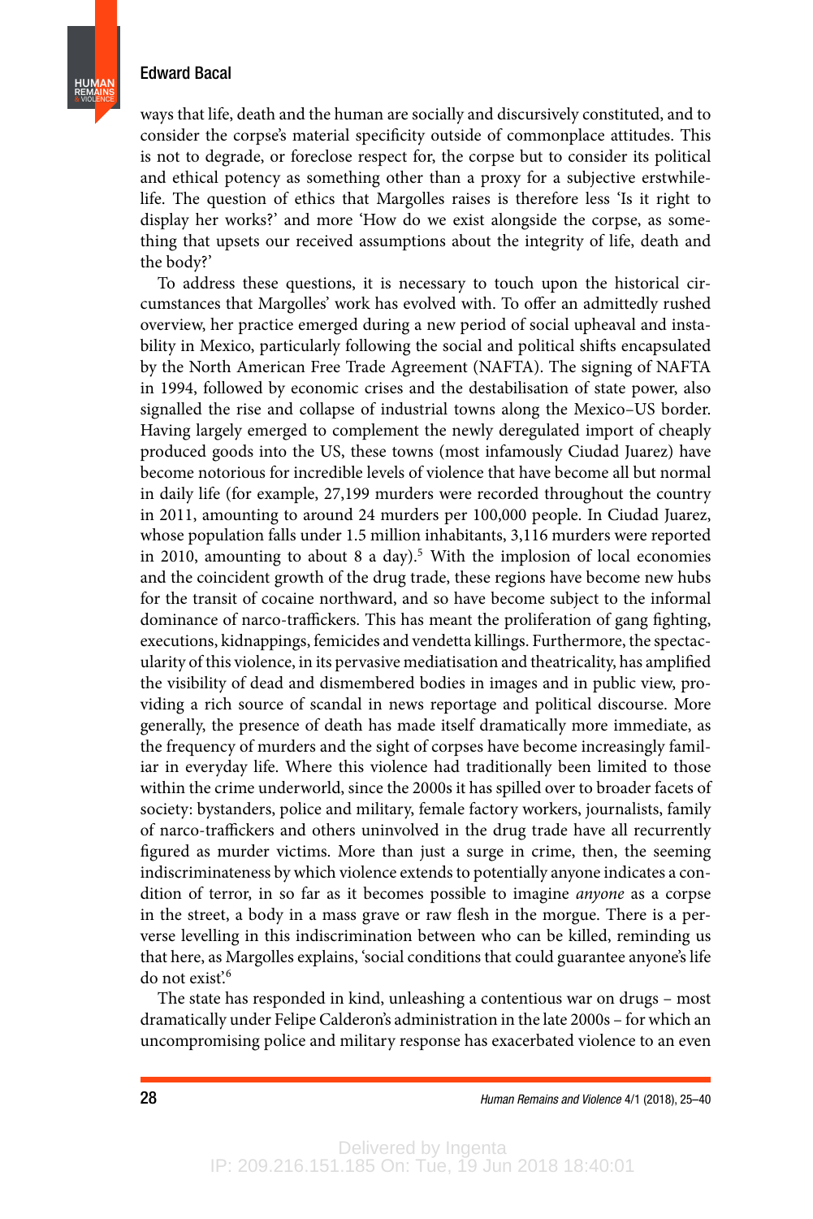ways that life, death and the human are socially and discursively constituted, and to consider the corpse's material specificity outside of commonplace attitudes. This is not to degrade, or foreclose respect for, the corpse but to consider its political and ethical potency as something other than a proxy for a subjective erstwhile-life. The question of ethics that Margolles raises is therefore less 'Is it right to display her works?' and more 'How do we exist alongside the corpse, as something that upsets our received assumptions about the integrity of life, death and the body?'

To address these questions, it is necessary to touch upon the historical circumstances that Margolles' work has evolved with. To offer an admittedly rushed overview, her practice emerged during a new period of social upheaval and instability in Mexico, particularly following the social and political shifts encapsulated by the North American Free Trade Agreement (NAFTA). The signing of NAFTA in 1994, followed by economic crises and the destabilisation of state power, also signalled the rise and collapse of industrial towns along the Mexico–US border. Having largely emerged to complement the newly deregulated import of cheaply produced goods into the US, these towns (most infamously Ciudad Juarez) have become notorious for incredible levels of violence that have become all but normal in daily life (for example, 27,199 murders were recorded throughout the country in 2011, amounting to around 24 murders per 100,000 people. In Ciudad Juarez, whose population falls under 1.5 million inhabitants, 3,116 murders were reported in 2010, amounting to about 8 a day).[5] With the implosion of local economies and the coincident growth of the drug trade, these regions have become new hubs for the transit of cocaine northward, and so have become subject to the informal dominance of narco-traffickers. This has meant the proliferation of gang fighting, executions, kidnappings, femicides and vendetta killings. Furthermore, the spectacularity of this violence, in its pervasive mediatisation and theatricality, has amplified the visibility of dead and dismembered bodies in images and in public view, providing a rich source of scandal in news reportage and political discourse. More generally, the presence of death has made itself dramatically more immediate, as the frequency of murders and the sight of corpses have become increasingly familiar in everyday life. Where this violence had traditionally been limited to those within the crime underworld, since the 2000s it has spilled over to broader facets of society: bystanders, police and military, female factory workers, journalists, family of narco-traffickers and others uninvolved in the drug trade have all recurrently figured as murder victims. More than just a surge in crime, then, the seeming indiscriminateness by which violence extends to potentially anyone indicates a condition of terror, in so far as it becomes possible to imagine *anyone* as a corpse in the street, a body in a mass grave or raw flesh in the morgue. There is a perverse levelling in this indiscrimination between who can be killed, reminding us that here, as Margolles explains, 'social conditions that could guarantee anyone's life do not exist'.[6]

The state has responded in kind, unleashing a contentious war on drugs – most dramatically under Felipe Calderon's administration in the late 2000s – for which an uncompromising police and military response has exacerbated violence to an even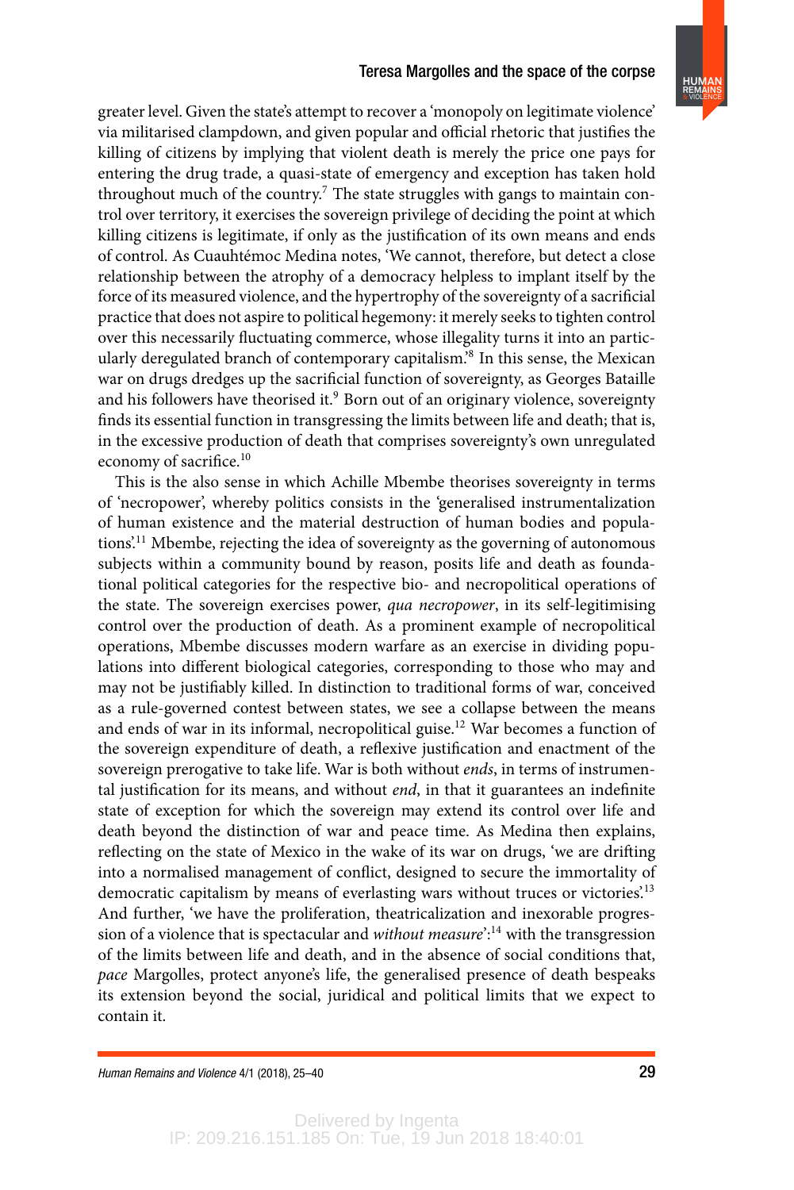greater level. Given the state's attempt to recover a 'monopoly on legitimate violence' via militarised clampdown, and given popular and official rhetoric that justifies the killing of citizens by implying that violent death is merely the price one pays for entering the drug trade, a quasi-state of emergency and exception has taken hold throughout much of the country.[7] The state struggles with gangs to maintain control over territory, it exercises the sovereign privilege of deciding the point at which killing citizens is legitimate, if only as the justification of its own means and ends of control. As Cuauhtémoc Medina notes, 'We cannot, therefore, but detect a close relationship between the atrophy of a democracy helpless to implant itself by the force of its measured violence, and the hypertrophy of the sovereignty of a sacrificial practice that does not aspire to political hegemony: it merely seeks to tighten control over this necessarily fluctuating commerce, whose illegality turns it into an particularly deregulated branch of contemporary capitalism.'[8] In this sense, the Mexican war on drugs dredges up the sacrificial function of sovereignty, as Georges Bataille and his followers have theorised it.[9] Born out of an originary violence, sovereignty finds its essential function in transgressing the limits between life and death; that is, in the excessive production of death that comprises sovereignty's own unregulated economy of sacrifice.[10]

This is the also sense in which Achille Mbembe theorises sovereignty in terms of 'necropower', whereby politics consists in the 'generalised instrumentalization of human existence and the material destruction of human bodies and populations'.[11] Mbembe, rejecting the idea of sovereignty as the governing of autonomous subjects within a community bound by reason, posits life and death as foundational political categories for the respective bio- and necropolitical operations of the state. The sovereign exercises power, *qua necropower*, in its self-legitimising control over the production of death. As a prominent example of necropolitical operations, Mbembe discusses modern warfare as an exercise in dividing populations into different biological categories, corresponding to those who may and may not be justifiably killed. In distinction to traditional forms of war, conceived as a rule-governed contest between states, we see a collapse between the means and ends of war in its informal, necropolitical guise.[12] War becomes a function of the sovereign expenditure of death, a reflexive justification and enactment of the sovereign prerogative to take life. War is both without *ends*, in terms of instrumental justification for its means, and without *end*, in that it guarantees an indefinite state of exception for which the sovereign may extend its control over life and death beyond the distinction of war and peace time. As Medina then explains, reflecting on the state of Mexico in the wake of its war on drugs, 'we are drifting into a normalised management of conflict, designed to secure the immortality of democratic capitalism by means of everlasting wars without truces or victories'.[13] And further, 'we have the proliferation, theatricalization and inexorable progression of a violence that is spectacular and *without measure*':[14] with the transgression of the limits between life and death, and in the absence of social conditions that, *pace* Margolles, protect anyone's life, the generalised presence of death bespeaks its extension beyond the social, juridical and political limits that we expect to contain it.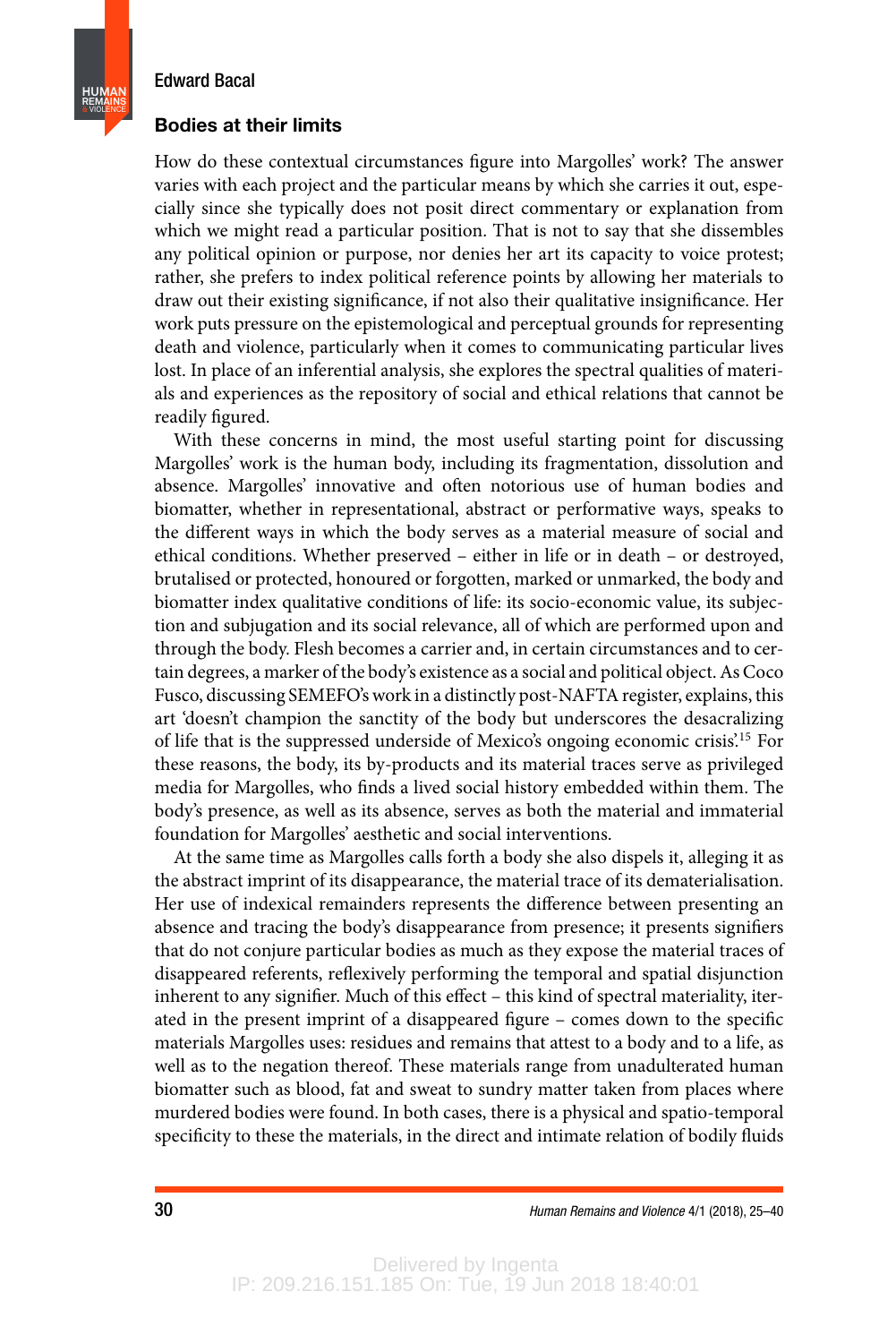## Bodies at their limits

How do these contextual circumstances figure into Margolles' work? The answer varies with each project and the particular means by which she carries it out, especially since she typically does not posit direct commentary or explanation from which we might read a particular position. That is not to say that she dissembles any political opinion or purpose, nor denies her art its capacity to voice protest; rather, she prefers to index political reference points by allowing her materials to draw out their existing significance, if not also their qualitative insignificance. Her work puts pressure on the epistemological and perceptual grounds for representing death and violence, particularly when it comes to communicating particular lives lost. In place of an inferential analysis, she explores the spectral qualities of materials and experiences as the repository of social and ethical relations that cannot be readily figured.

With these concerns in mind, the most useful starting point for discussing Margolles' work is the human body, including its fragmentation, dissolution and absence. Margolles' innovative and often notorious use of human bodies and biomatter, whether in representational, abstract or performative ways, speaks to the different ways in which the body serves as a material measure of social and ethical conditions. Whether preserved – either in life or in death – or destroyed, brutalised or protected, honoured or forgotten, marked or unmarked, the body and biomatter index qualitative conditions of life: its socio-economic value, its subjection and subjugation and its social relevance, all of which are performed upon and through the body. Flesh becomes a carrier and, in certain circumstances and to certain degrees, a marker of the body's existence as a social and political object. As Coco Fusco, discussing SEMEFO's work in a distinctly post-NAFTA register, explains, this art 'doesn't champion the sanctity of the body but underscores the desacralizing of life that is the suppressed underside of Mexico's ongoing economic crisis'.[15] For these reasons, the body, its by-products and its material traces serve as privileged media for Margolles, who finds a lived social history embedded within them. The body's presence, as well as its absence, serves as both the material and immaterial foundation for Margolles' aesthetic and social interventions.

At the same time as Margolles calls forth a body she also dispels it, alleging it as the abstract imprint of its disappearance, the material trace of its dematerialisation. Her use of indexical remainders represents the difference between presenting an absence and tracing the body's disappearance from presence; it presents signifiers that do not conjure particular bodies as much as they expose the material traces of disappeared referents, reflexively performing the temporal and spatial disjunction inherent to any signifier. Much of this effect – this kind of spectral materiality, iterated in the present imprint of a disappeared figure – comes down to the specific materials Margolles uses: residues and remains that attest to a body and to a life, as well as to the negation thereof. These materials range from unadulterated human biomatter such as blood, fat and sweat to sundry matter taken from places where murdered bodies were found. In both cases, there is a physical and spatio-temporal specificity to these the materials, in the direct and intimate relation of bodily fluids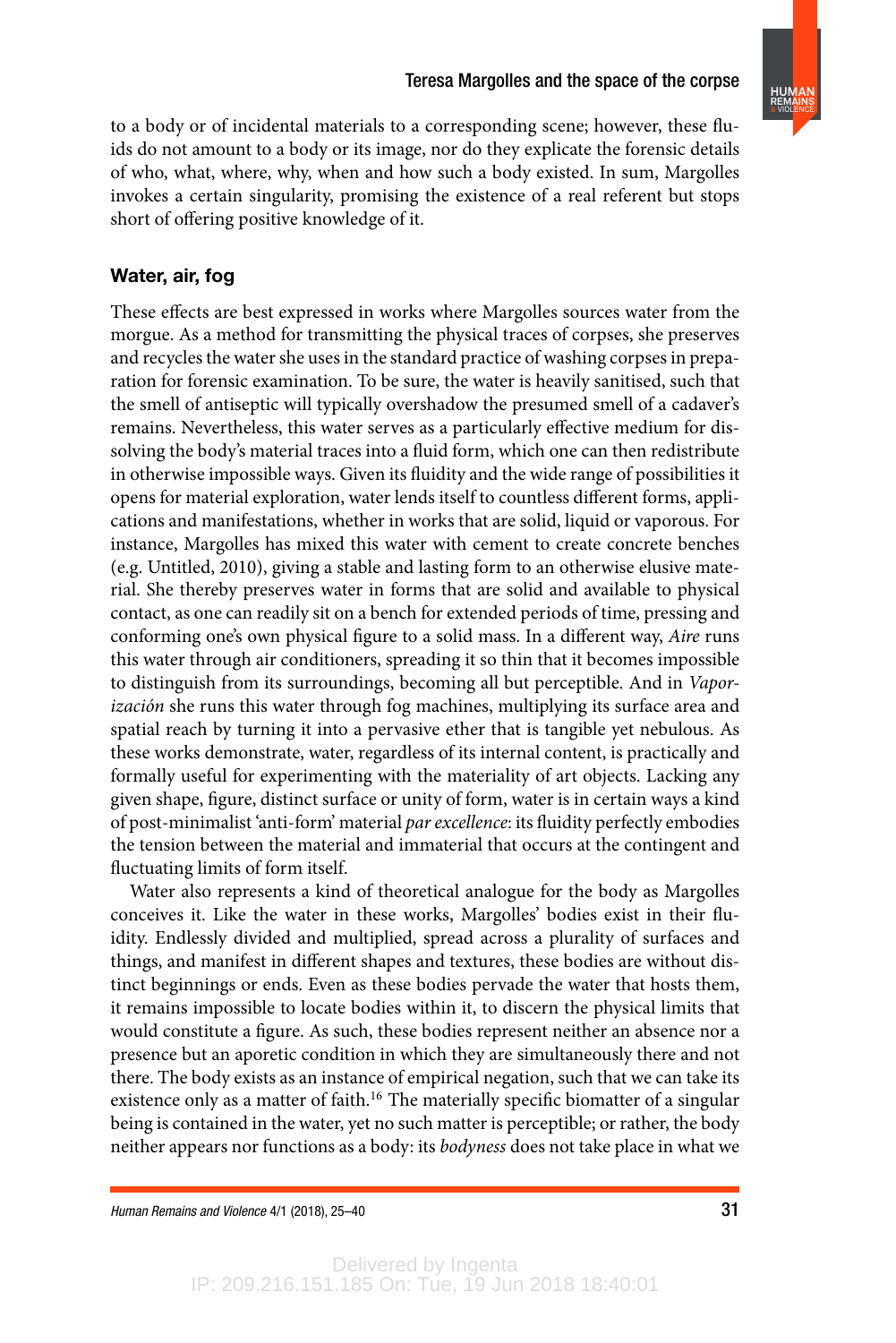to a body or of incidental materials to a corresponding scene; however, these fluids do not amount to a body or its image, nor do they explicate the forensic details of who, what, where, why, when and how such a body existed. In sum, Margolles invokes a certain singularity, promising the existence of a real referent but stops short of offering positive knowledge of it.

## Water, air, fog

These effects are best expressed in works where Margolles sources water from the morgue. As a method for transmitting the physical traces of corpses, she preserves and recycles the water she uses in the standard practice of washing corpses in preparation for forensic examination. To be sure, the water is heavily sanitised, such that the smell of antiseptic will typically overshadow the presumed smell of a cadaver's remains. Nevertheless, this water serves as a particularly effective medium for dissolving the body's material traces into a fluid form, which one can then redistribute in otherwise impossible ways. Given its fluidity and the wide range of possibilities it opens for material exploration, water lends itself to countless different forms, applications and manifestations, whether in works that are solid, liquid or vaporous. For instance, Margolles has mixed this water with cement to create concrete benches (e.g. Untitled, 2010), giving a stable and lasting form to an otherwise elusive material. She thereby preserves water in forms that are solid and available to physical contact, as one can readily sit on a bench for extended periods of time, pressing and conforming one's own physical figure to a solid mass. In a different way, *Aire* runs this water through air conditioners, spreading it so thin that it becomes impossible to distinguish from its surroundings, becoming all but perceptible. And in *Vaporización* she runs this water through fog machines, multiplying its surface area and spatial reach by turning it into a pervasive ether that is tangible yet nebulous. As these works demonstrate, water, regardless of its internal content, is practically and formally useful for experimenting with the materiality of art objects. Lacking any given shape, figure, distinct surface or unity of form, water is in certain ways a kind of post-minimalist 'anti-form' material *par excellence*: its fluidity perfectly embodies the tension between the material and immaterial that occurs at the contingent and fluctuating limits of form itself.

Water also represents a kind of theoretical analogue for the body as Margolles conceives it. Like the water in these works, Margolles' bodies exist in their fluidity. Endlessly divided and multiplied, spread across a plurality of surfaces and things, and manifest in different shapes and textures, these bodies are without distinct beginnings or ends. Even as these bodies pervade the water that hosts them, it remains impossible to locate bodies within it, to discern the physical limits that would constitute a figure. As such, these bodies represent neither an absence nor a presence but an aporetic condition in which they are simultaneously there and not there. The body exists as an instance of empirical negation, such that we can take its existence only as a matter of faith.[16] The materially specific biomatter of a singular being is contained in the water, yet no such matter is perceptible; or rather, the body neither appears nor functions as a body: its *bodyness* does not take place in what we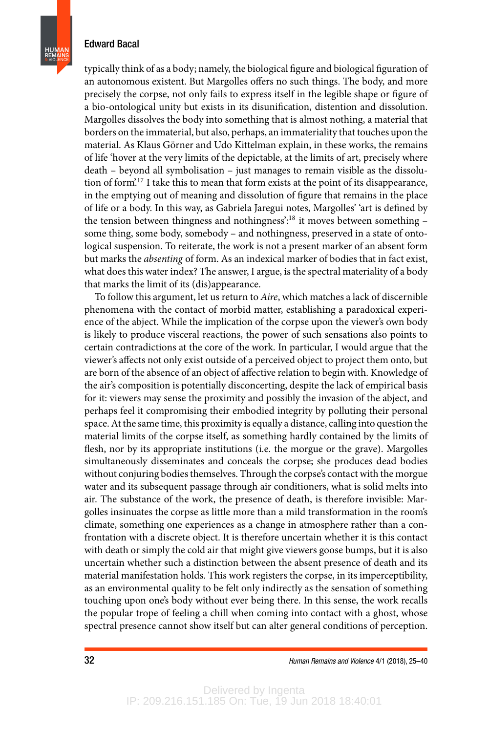typically think of as a body; namely, the biological figure and biological figuration of an autonomous existent. But Margolles offers no such things. The body, and more precisely the corpse, not only fails to express itself in the legible shape or figure of a bio-ontological unity but exists in its disunification, distention and dissolution. Margolles dissolves the body into something that is almost nothing, a material that borders on the immaterial, but also, perhaps, an immateriality that touches upon the material. As Klaus Görner and Udo Kittelman explain, in these works, the remains of life 'hover at the very limits of the depictable, at the limits of art, precisely where death – beyond all symbolisation – just manages to remain visible as the dissolution of form'.[17] I take this to mean that form exists at the point of its disappearance, in the emptying out of meaning and dissolution of figure that remains in the place of life or a body. In this way, as Gabriela Jaregui notes, Margolles' 'art is defined by the tension between thingness and nothingness':[18] it moves between something – some thing, some body, somebody – and nothingness, preserved in a state of ontological suspension. To reiterate, the work is not a present marker of an absent form but marks the *absenting* of form. As an indexical marker of bodies that in fact exist, what does this water index? The answer, I argue, is the spectral materiality of a body that marks the limit of its (dis)appearance.

To follow this argument, let us return to *Aire*, which matches a lack of discernible phenomena with the contact of morbid matter, establishing a paradoxical experience of the abject. While the implication of the corpse upon the viewer's own body is likely to produce visceral reactions, the power of such sensations also points to certain contradictions at the core of the work. In particular, I would argue that the viewer's affects not only exist outside of a perceived object to project them onto, but are born of the absence of an object of affective relation to begin with. Knowledge of the air's composition is potentially disconcerting, despite the lack of empirical basis for it: viewers may sense the proximity and possibly the invasion of the abject, and perhaps feel it compromising their embodied integrity by polluting their personal space. At the same time, this proximity is equally a distance, calling into question the material limits of the corpse itself, as something hardly contained by the limits of flesh, nor by its appropriate institutions (i.e. the morgue or the grave). Margolles simultaneously disseminates and conceals the corpse; she produces dead bodies without conjuring bodies themselves. Through the corpse's contact with the morgue water and its subsequent passage through air conditioners, what is solid melts into air. The substance of the work, the presence of death, is therefore invisible: Margolles insinuates the corpse as little more than a mild transformation in the room's climate, something one experiences as a change in atmosphere rather than a confrontation with a discrete object. It is therefore uncertain whether it is this contact with death or simply the cold air that might give viewers goose bumps, but it is also uncertain whether such a distinction between the absent presence of death and its material manifestation holds. This work registers the corpse, in its imperceptibility, as an environmental quality to be felt only indirectly as the sensation of something touching upon one's body without ever being there. In this sense, the work recalls the popular trope of feeling a chill when coming into contact with a ghost, whose spectral presence cannot show itself but can alter general conditions of perception.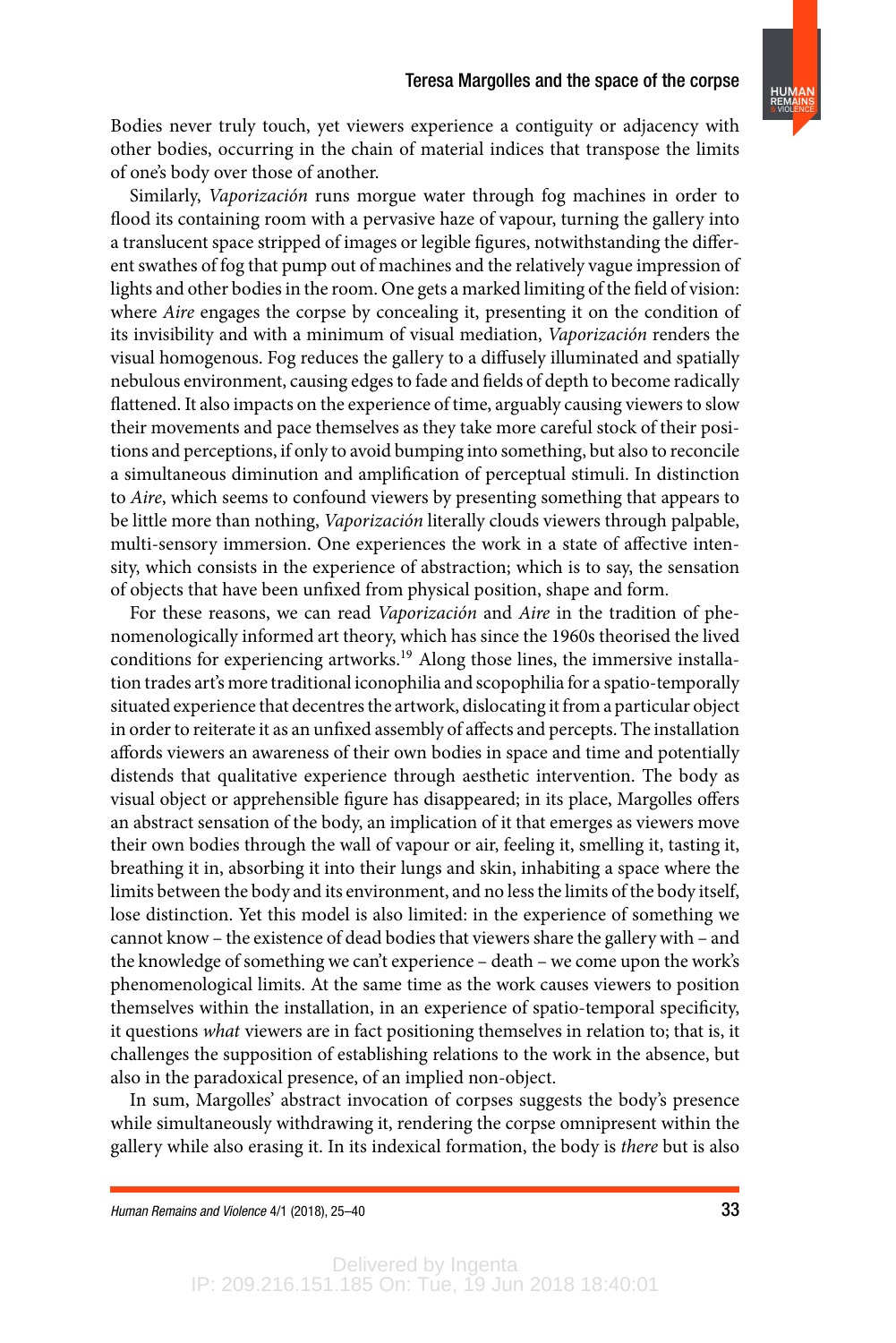Bodies never truly touch, yet viewers experience a contiguity or adjacency with other bodies, occurring in the chain of material indices that transpose the limits of one's body over those of another.

Similarly, *Vaporización* runs morgue water through fog machines in order to flood its containing room with a pervasive haze of vapour, turning the gallery into a translucent space stripped of images or legible figures, notwithstanding the different swathes of fog that pump out of machines and the relatively vague impression of lights and other bodies in the room. One gets a marked limiting of the field of vision: where *Aire* engages the corpse by concealing it, presenting it on the condition of its invisibility and with a minimum of visual mediation, *Vaporización* renders the visual homogenous. Fog reduces the gallery to a diffusely illuminated and spatially nebulous environment, causing edges to fade and fields of depth to become radically flattened. It also impacts on the experience of time, arguably causing viewers to slow their movements and pace themselves as they take more careful stock of their positions and perceptions, if only to avoid bumping into something, but also to reconcile a simultaneous diminution and amplification of perceptual stimuli. In distinction to *Aire*, which seems to confound viewers by presenting something that appears to be little more than nothing, *Vaporización* literally clouds viewers through palpable, multi-sensory immersion. One experiences the work in a state of affective intensity, which consists in the experience of abstraction; which is to say, the sensation of objects that have been unfixed from physical position, shape and form.

For these reasons, we can read *Vaporización* and *Aire* in the tradition of phenomenologically informed art theory, which has since the 1960s theorised the lived conditions for experiencing artworks.[19] Along those lines, the immersive installation trades art's more traditional iconophilia and scopophilia for a spatio-temporally situated experience that decentres the artwork, dislocating it from a particular object in order to reiterate it as an unfixed assembly of affects and percepts. The installation affords viewers an awareness of their own bodies in space and time and potentially distends that qualitative experience through aesthetic intervention. The body as visual object or apprehensible figure has disappeared; in its place, Margolles offers an abstract sensation of the body, an implication of it that emerges as viewers move their own bodies through the wall of vapour or air, feeling it, smelling it, tasting it, breathing it in, absorbing it into their lungs and skin, inhabiting a space where the limits between the body and its environment, and no less the limits of the body itself, lose distinction. Yet this model is also limited: in the experience of something we cannot know – the existence of dead bodies that viewers share the gallery with – and the knowledge of something we can't experience – death – we come upon the work's phenomenological limits. At the same time as the work causes viewers to position themselves within the installation, in an experience of spatio-temporal specificity, it questions *what* viewers are in fact positioning themselves in relation to; that is, it challenges the supposition of establishing relations to the work in the absence, but also in the paradoxical presence, of an implied non-object.

In sum, Margolles' abstract invocation of corpses suggests the body's presence while simultaneously withdrawing it, rendering the corpse omnipresent within the gallery while also erasing it. In its indexical formation, the body is *there* but is also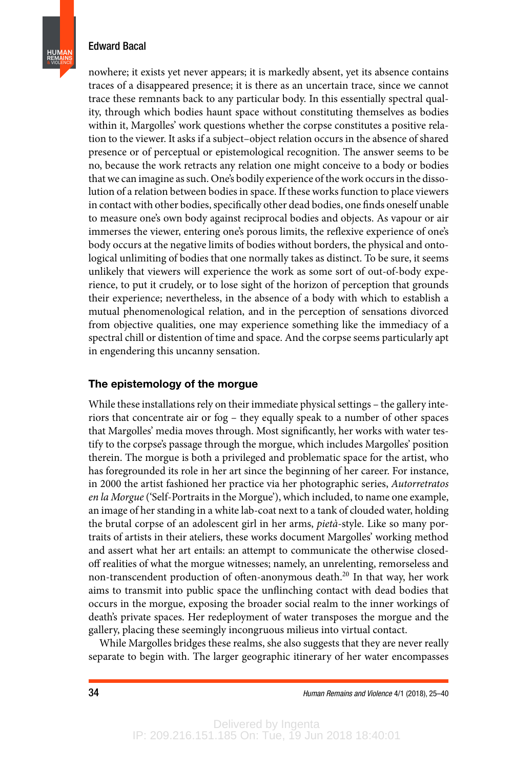nowhere; it exists yet never appears; it is markedly absent, yet its absence contains traces of a disappeared presence; it is there as an uncertain trace, since we cannot trace these remnants back to any particular body. In this essentially spectral quality, through which bodies haunt space without constituting themselves as bodies within it, Margolles' work questions whether the corpse constitutes a positive relation to the viewer. It asks if a subject–object relation occurs in the absence of shared presence or of perceptual or epistemological recognition. The answer seems to be no, because the work retracts any relation one might conceive to a body or bodies that we can imagine as such. One's bodily experience of the work occurs in the dissolution of a relation between bodies in space. If these works function to place viewers in contact with other bodies, specifically other dead bodies, one finds oneself unable to measure one's own body against reciprocal bodies and objects. As vapour or air immerses the viewer, entering one's porous limits, the reflexive experience of one's body occurs at the negative limits of bodies without borders, the physical and ontological unlimiting of bodies that one normally takes as distinct. To be sure, it seems unlikely that viewers will experience the work as some sort of out-of-body experience, to put it crudely, or to lose sight of the horizon of perception that grounds their experience; nevertheless, in the absence of a body with which to establish a mutual phenomenological relation, and in the perception of sensations divorced from objective qualities, one may experience something like the immediacy of a spectral chill or distention of time and space. And the corpse seems particularly apt in engendering this uncanny sensation.

## The epistemology of the morgue

While these installations rely on their immediate physical settings – the gallery interiors that concentrate air or fog – they equally speak to a number of other spaces that Margolles' media moves through. Most significantly, her works with water testify to the corpse's passage through the morgue, which includes Margolles' position therein. The morgue is both a privileged and problematic space for the artist, who has foregrounded its role in her art since the beginning of her career. For instance, in 2000 the artist fashioned her practice via her photographic series, *Autorretratos en la Morgue* ('Self-Portraits in the Morgue'), which included, to name one example, an image of her standing in a white lab-coat next to a tank of clouded water, holding the brutal corpse of an adolescent girl in her arms, *pietà*-style. Like so many portraits of artists in their ateliers, these works document Margolles' working method and assert what her art entails: an attempt to communicate the otherwise closed-off realities of what the morgue witnesses; namely, an unrelenting, remorseless and non-transcendent production of often-anonymous death.[20] In that way, her work aims to transmit into public space the unflinching contact with dead bodies that occurs in the morgue, exposing the broader social realm to the inner workings of death's private spaces. Her redeployment of water transposes the morgue and the gallery, placing these seemingly incongruous milieus into virtual contact.

While Margolles bridges these realms, she also suggests that they are never really separate to begin with. The larger geographic itinerary of her water encompasses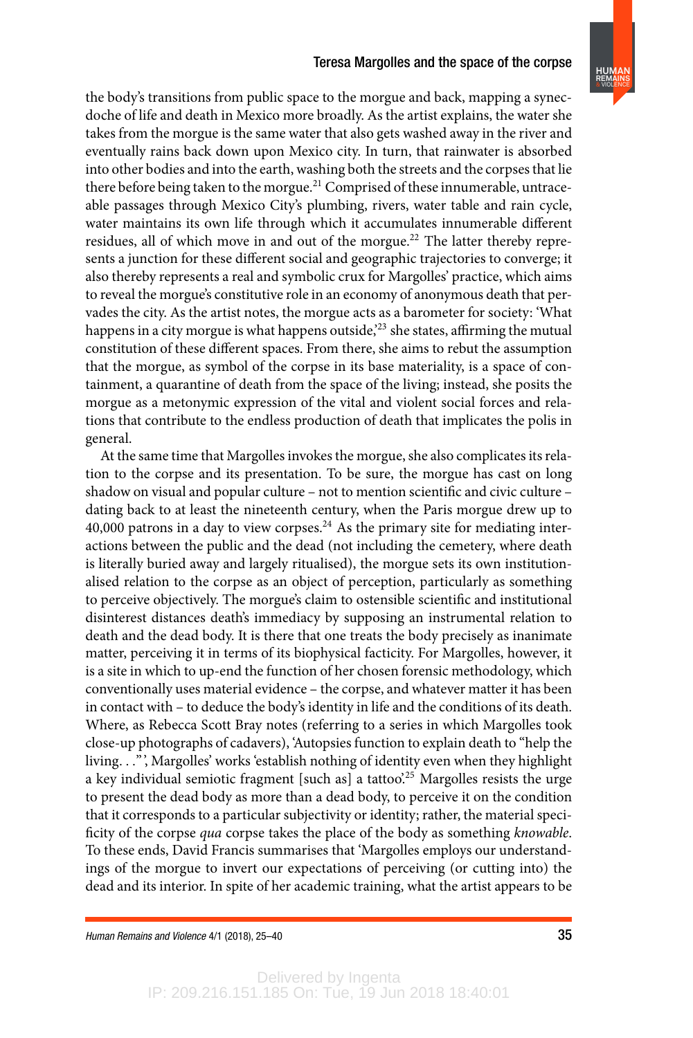the body's transitions from public space to the morgue and back, mapping a synecdoche of life and death in Mexico more broadly. As the artist explains, the water she takes from the morgue is the same water that also gets washed away in the river and eventually rains back down upon Mexico city. In turn, that rainwater is absorbed into other bodies and into the earth, washing both the streets and the corpses that lie there before being taken to the morgue.[21] Comprised of these innumerable, untraceable passages through Mexico City's plumbing, rivers, water table and rain cycle, water maintains its own life through which it accumulates innumerable different residues, all of which move in and out of the morgue.[22] The latter thereby represents a junction for these different social and geographic trajectories to converge; it also thereby represents a real and symbolic crux for Margolles' practice, which aims to reveal the morgue's constitutive role in an economy of anonymous death that pervades the city. As the artist notes, the morgue acts as a barometer for society: 'What happens in a city morgue is what happens outside,'[23] she states, affirming the mutual constitution of these different spaces. From there, she aims to rebut the assumption that the morgue, as symbol of the corpse in its base materiality, is a space of containment, a quarantine of death from the space of the living; instead, she posits the morgue as a metonymic expression of the vital and violent social forces and relations that contribute to the endless production of death that implicates the polis in general.

At the same time that Margolles invokes the morgue, she also complicates its relation to the corpse and its presentation. To be sure, the morgue has cast on long shadow on visual and popular culture – not to mention scientific and civic culture – dating back to at least the nineteenth century, when the Paris morgue drew up to 40,000 patrons in a day to view corpses.[24] As the primary site for mediating interactions between the public and the dead (not including the cemetery, where death is literally buried away and largely ritualised), the morgue sets its own institutionalised relation to the corpse as an object of perception, particularly as something to perceive objectively. The morgue's claim to ostensible scientific and institutional disinterest distances death's immediacy by supposing an instrumental relation to death and the dead body. It is there that one treats the body precisely as inanimate matter, perceiving it in terms of its biophysical facticity. For Margolles, however, it is a site in which to up-end the function of her chosen forensic methodology, which conventionally uses material evidence – the corpse, and whatever matter it has been in contact with – to deduce the body's identity in life and the conditions of its death. Where, as Rebecca Scott Bray notes (referring to a series in which Margolles took close-up photographs of cadavers), 'Autopsies function to explain death to "help the living. . ." ', Margolles' works 'establish nothing of identity even when they highlight a key individual semiotic fragment [such as] a tattoo'.[25] Margolles resists the urge to present the dead body as more than a dead body, to perceive it on the condition that it corresponds to a particular subjectivity or identity; rather, the material specificity of the corpse *qua* corpse takes the place of the body as something *knowable*. To these ends, David Francis summarises that 'Margolles employs our understandings of the morgue to invert our expectations of perceiving (or cutting into) the dead and its interior. In spite of her academic training, what the artist appears to be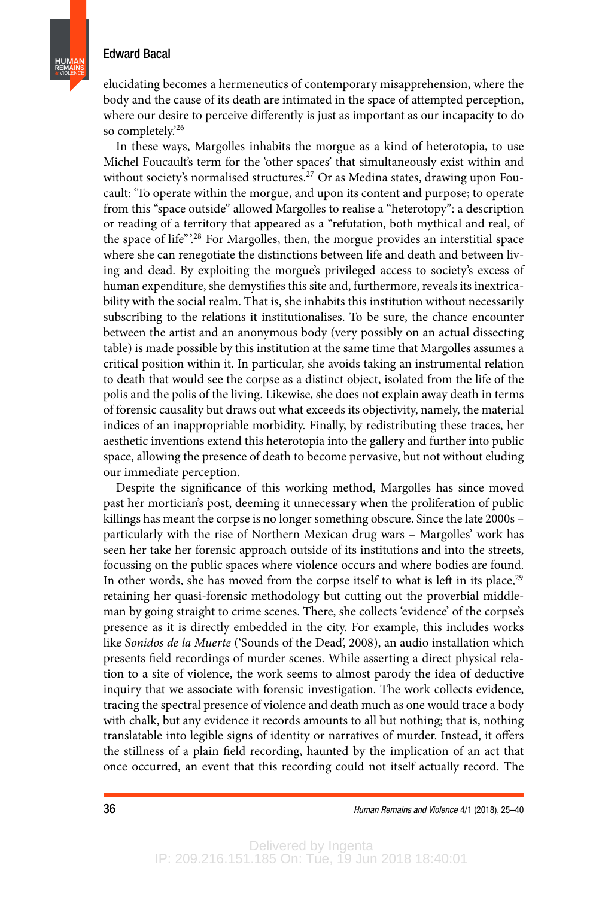elucidating becomes a hermeneutics of contemporary misapprehension, where the body and the cause of its death are intimated in the space of attempted perception, where our desire to perceive differently is just as important as our incapacity to do so completely.'[26]

In these ways, Margolles inhabits the morgue as a kind of heterotopia, to use Michel Foucault's term for the 'other spaces' that simultaneously exist within and without society's normalised structures.[27] Or as Medina states, drawing upon Foucault: 'To operate within the morgue, and upon its content and purpose; to operate from this "space outside" allowed Margolles to realise a "heterotopy": a description or reading of a territory that appeared as a "refutation, both mythical and real, of the space of life"'.[28] For Margolles, then, the morgue provides an interstitial space where she can renegotiate the distinctions between life and death and between living and dead. By exploiting the morgue's privileged access to society's excess of human expenditure, she demystifies this site and, furthermore, reveals its inextricability with the social realm. That is, she inhabits this institution without necessarily subscribing to the relations it institutionalises. To be sure, the chance encounter between the artist and an anonymous body (very possibly on an actual dissecting table) is made possible by this institution at the same time that Margolles assumes a critical position within it. In particular, she avoids taking an instrumental relation to death that would see the corpse as a distinct object, isolated from the life of the polis and the polis of the living. Likewise, she does not explain away death in terms of forensic causality but draws out what exceeds its objectivity, namely, the material indices of an inappropriable morbidity. Finally, by redistributing these traces, her aesthetic inventions extend this heterotopia into the gallery and further into public space, allowing the presence of death to become pervasive, but not without eluding our immediate perception.

Despite the significance of this working method, Margolles has since moved past her mortician's post, deeming it unnecessary when the proliferation of public killings has meant the corpse is no longer something obscure. Since the late 2000s – particularly with the rise of Northern Mexican drug wars – Margolles' work has seen her take her forensic approach outside of its institutions and into the streets, focussing on the public spaces where violence occurs and where bodies are found. In other words, she has moved from the corpse itself to what is left in its place,[29] retaining her quasi-forensic methodology but cutting out the proverbial middleman by going straight to crime scenes. There, she collects 'evidence' of the corpse's presence as it is directly embedded in the city. For example, this includes works like *Sonidos de la Muerte* ('Sounds of the Dead', 2008), an audio installation which presents field recordings of murder scenes. While asserting a direct physical relation to a site of violence, the work seems to almost parody the idea of deductive inquiry that we associate with forensic investigation. The work collects evidence, tracing the spectral presence of violence and death much as one would trace a body with chalk, but any evidence it records amounts to all but nothing; that is, nothing translatable into legible signs of identity or narratives of murder. Instead, it offers the stillness of a plain field recording, haunted by the implication of an act that once occurred, an event that this recording could not itself actually record. The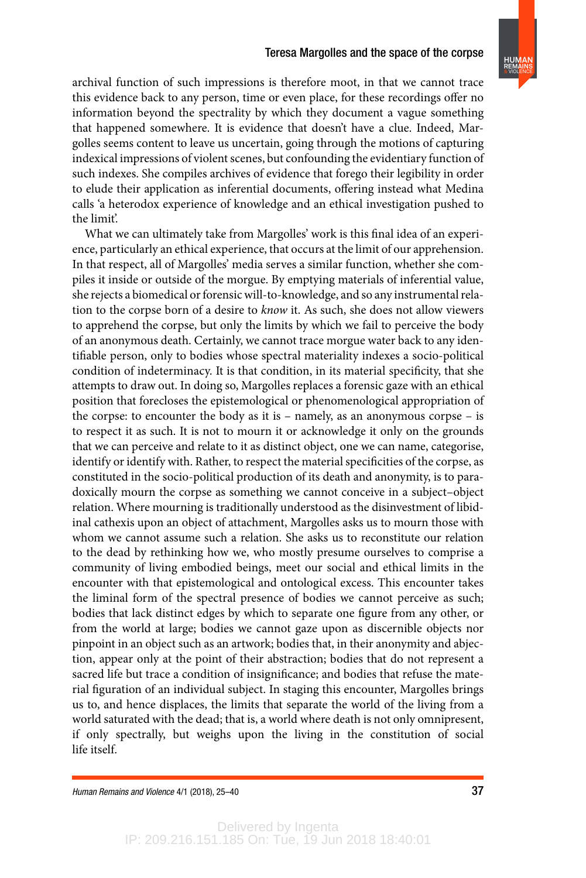archival function of such impressions is therefore moot, in that we cannot trace this evidence back to any person, time or even place, for these recordings offer no information beyond the spectrality by which they document a vague something that happened somewhere. It is evidence that doesn't have a clue. Indeed, Margolles seems content to leave us uncertain, going through the motions of capturing indexical impressions of violent scenes, but confounding the evidentiary function of such indexes. She compiles archives of evidence that forego their legibility in order to elude their application as inferential documents, offering instead what Medina calls 'a heterodox experience of knowledge and an ethical investigation pushed to the limit'.

What we can ultimately take from Margolles' work is this final idea of an experience, particularly an ethical experience, that occurs at the limit of our apprehension. In that respect, all of Margolles' media serves a similar function, whether she compiles it inside or outside of the morgue. By emptying materials of inferential value, she rejects a biomedical or forensic will-to-knowledge, and so any instrumental relation to the corpse born of a desire to *know* it. As such, she does not allow viewers to apprehend the corpse, but only the limits by which we fail to perceive the body of an anonymous death. Certainly, we cannot trace morgue water back to any identifiable person, only to bodies whose spectral materiality indexes a socio-political condition of indeterminacy. It is that condition, in its material specificity, that she attempts to draw out. In doing so, Margolles replaces a forensic gaze with an ethical position that forecloses the epistemological or phenomenological appropriation of the corpse: to encounter the body as it is – namely, as an anonymous corpse – is to respect it as such. It is not to mourn it or acknowledge it only on the grounds that we can perceive and relate to it as distinct object, one we can name, categorise, identify or identify with. Rather, to respect the material specificities of the corpse, as constituted in the socio-political production of its death and anonymity, is to paradoxically mourn the corpse as something we cannot conceive in a subject–object relation. Where mourning is traditionally understood as the disinvestment of libidinal cathexis upon an object of attachment, Margolles asks us to mourn those with whom we cannot assume such a relation. She asks us to reconstitute our relation to the dead by rethinking how we, who mostly presume ourselves to comprise a community of living embodied beings, meet our social and ethical limits in the encounter with that epistemological and ontological excess. This encounter takes the liminal form of the spectral presence of bodies we cannot perceive as such; bodies that lack distinct edges by which to separate one figure from any other, or from the world at large; bodies we cannot gaze upon as discernible objects nor pinpoint in an object such as an artwork; bodies that, in their anonymity and abjection, appear only at the point of their abstraction; bodies that do not represent a sacred life but trace a condition of insignificance; and bodies that refuse the material figuration of an individual subject. In staging this encounter, Margolles brings us to, and hence displaces, the limits that separate the world of the living from a world saturated with the dead; that is, a world where death is not only omnipresent, if only spectrally, but weighs upon the living in the constitution of social life itself.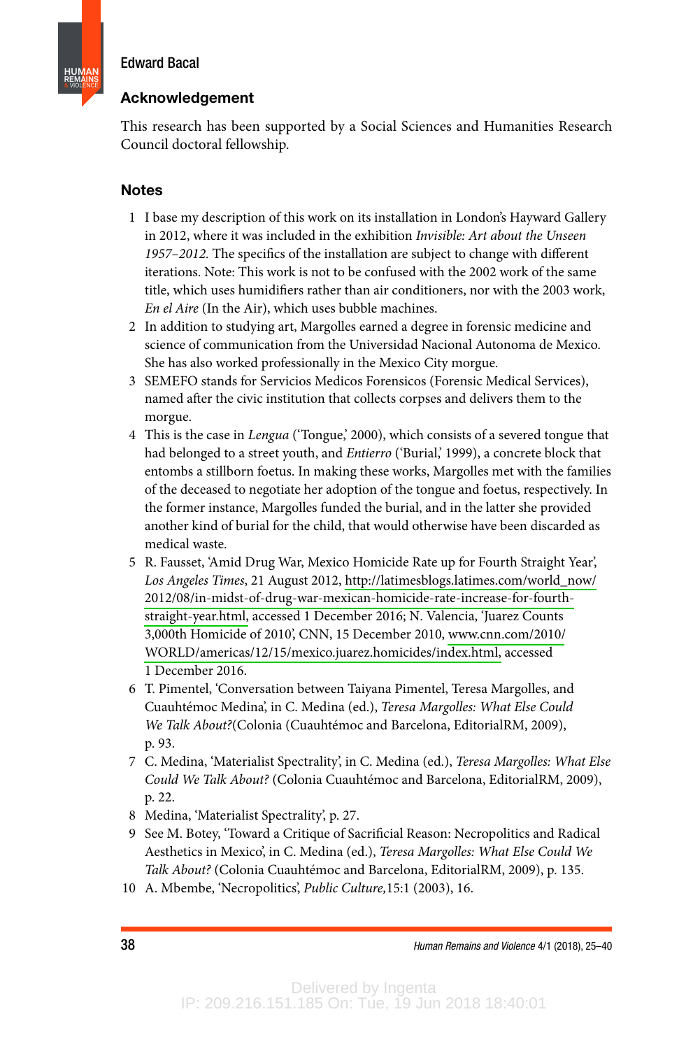## Acknowledgement

This research has been supported by a Social Sciences and Humanities Research Council doctoral fellowship.

## Notes

1 I base my description of this work on its installation in London's Hayward Gallery in 2012, where it was included in the exhibition *Invisible: Art about the Unseen 1957–2012.* The specifics of the installation are subject to change with different iterations. Note: This work is not to be confused with the 2002 work of the same title, which uses humidifiers rather than air conditioners, nor with the 2003 work, *En el Aire* (In the Air), which uses bubble machines.

2 In addition to studying art, Margolles earned a degree in forensic medicine and science of communication from the Universidad Nacional Autonoma de Mexico. She has also worked professionally in the Mexico City morgue.

3 SEMEFO stands for Servicios Medicos Forensicos (Forensic Medical Services), named after the civic institution that collects corpses and delivers them to the morgue.

4 This is the case in *Lengua* ('Tongue,' 2000), which consists of a severed tongue that had belonged to a street youth, and *Entierro* ('Burial,' 1999), a concrete block that entombs a stillborn foetus. In making these works, Margolles met with the families of the deceased to negotiate her adoption of the tongue and foetus, respectively. In the former instance, Margolles funded the burial, and in the latter she provided another kind of burial for the child, that would otherwise have been discarded as medical waste.

5 R. Fausset, 'Amid Drug War, Mexico Homicide Rate up for Fourth Straight Year', *Los Angeles Times*, 21 August 2012, http://latimesblogs.latimes.com/world_now/2012/08/in-midst-of-drug-war-mexican-homicide-rate-increase-for-fourth-straight-year.html, accessed 1 December 2016; N. Valencia, 'Juarez Counts 3,000th Homicide of 2010', CNN, 15 December 2010, www.cnn.com/2010/WORLD/americas/12/15/mexico.juarez.homicides/index.html, accessed 1 December 2016.

6 T. Pimentel, 'Conversation between Taiyana Pimentel, Teresa Margolles, and Cuauhtémoc Medina', in C. Medina (ed.), *Teresa Margolles: What Else Could We Talk About?*(Colonia (Cuauhtémoc and Barcelona, EditorialRM, 2009), p. 93.

7 C. Medina, 'Materialist Spectrality', in C. Medina (ed.), *Teresa Margolles: What Else Could We Talk About?* (Colonia Cuauhtémoc and Barcelona, EditorialRM, 2009), p. 22.

8 Medina, 'Materialist Spectrality', p. 27.

9 See M. Botey, 'Toward a Critique of Sacrificial Reason: Necropolitics and Radical Aesthetics in Mexico', in C. Medina (ed.), *Teresa Margolles: What Else Could We Talk About?* (Colonia Cuauhtémoc and Barcelona, EditorialRM, 2009), p. 135.

10 A. Mbembe, 'Necropolitics', *Public Culture,*15:1 (2003), 16.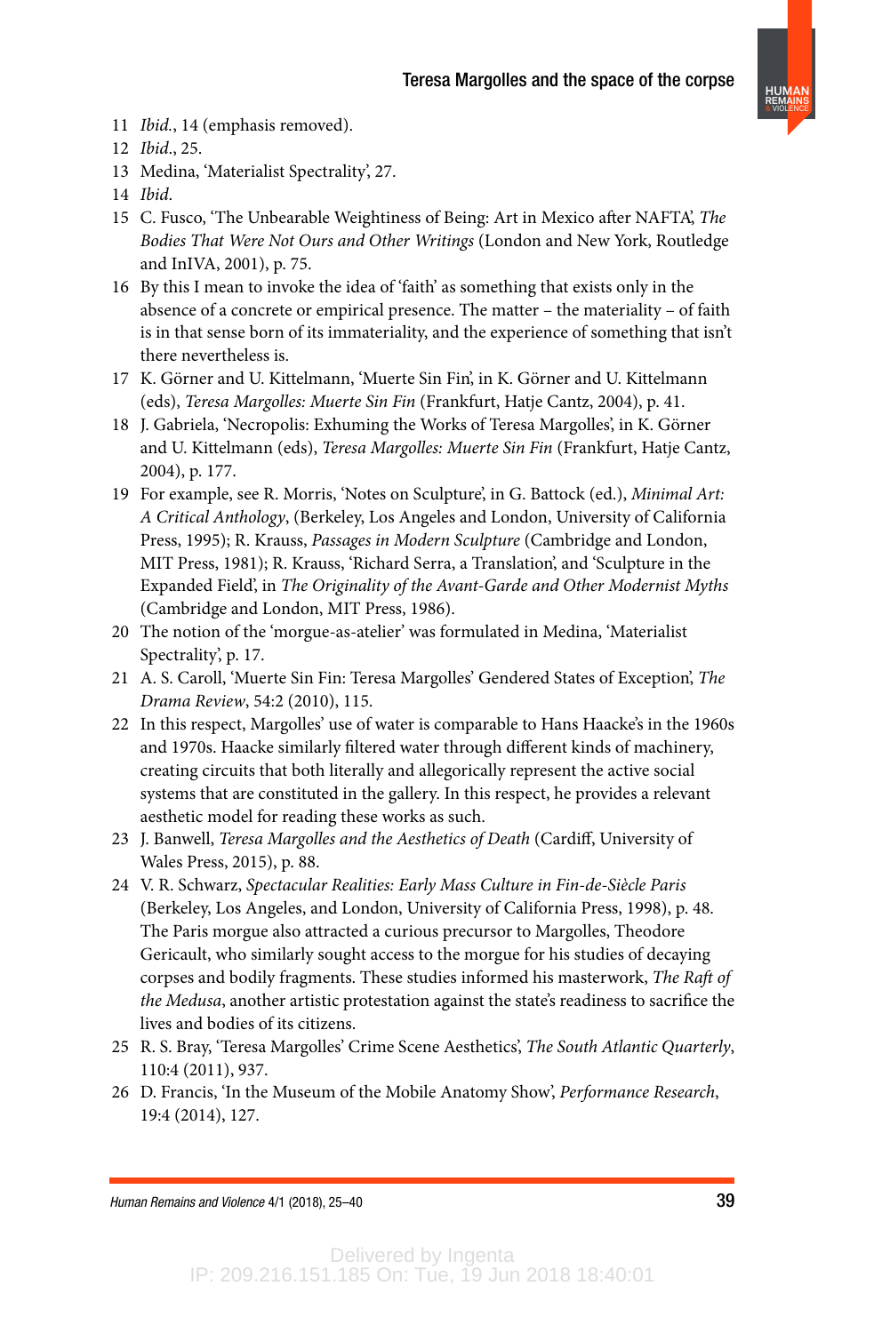11 *Ibid.*, 14 (emphasis removed).
12 *Ibid.*, 25.
13 Medina, 'Materialist Spectrality', 27.
14 *Ibid.*
15 C. Fusco, 'The Unbearable Weightiness of Being: Art in Mexico after NAFTA', *The Bodies That Were Not Ours and Other Writings* (London and New York, Routledge and InIVA, 2001), p. 75.
16 By this I mean to invoke the idea of 'faith' as something that exists only in the absence of a concrete or empirical presence. The matter – the materiality – of faith is in that sense born of its immateriality, and the experience of something that isn't there nevertheless is.
17 K. Görner and U. Kittelmann, 'Muerte Sin Fin', in K. Görner and U. Kittelmann (eds), *Teresa Margolles: Muerte Sin Fin* (Frankfurt, Hatje Cantz, 2004), p. 41.
18 J. Gabriela, 'Necropolis: Exhuming the Works of Teresa Margolles', in K. Görner and U. Kittelmann (eds), *Teresa Margolles: Muerte Sin Fin* (Frankfurt, Hatje Cantz, 2004), p. 177.
19 For example, see R. Morris, 'Notes on Sculpture', in G. Battock (ed.), *Minimal Art: A Critical Anthology*, (Berkeley, Los Angeles and London, University of California Press, 1995); R. Krauss, *Passages in Modern Sculpture* (Cambridge and London, MIT Press, 1981); R. Krauss, 'Richard Serra, a Translation', and 'Sculpture in the Expanded Field', in *The Originality of the Avant-Garde and Other Modernist Myths* (Cambridge and London, MIT Press, 1986).
20 The notion of the 'morgue-as-atelier' was formulated in Medina, 'Materialist Spectrality', p. 17.
21 A. S. Caroll, 'Muerte Sin Fin: Teresa Margolles' Gendered States of Exception', *The Drama Review*, 54:2 (2010), 115.
22 In this respect, Margolles' use of water is comparable to Hans Haacke's in the 1960s and 1970s. Haacke similarly filtered water through different kinds of machinery, creating circuits that both literally and allegorically represent the active social systems that are constituted in the gallery. In this respect, he provides a relevant aesthetic model for reading these works as such.
23 J. Banwell, *Teresa Margolles and the Aesthetics of Death* (Cardiff, University of Wales Press, 2015), p. 88.
24 V. R. Schwarz, *Spectacular Realities: Early Mass Culture in Fin-de-Siècle Paris* (Berkeley, Los Angeles, and London, University of California Press, 1998), p. 48. The Paris morgue also attracted a curious precursor to Margolles, Theodore Gericault, who similarly sought access to the morgue for his studies of decaying corpses and bodily fragments. These studies informed his masterwork, *The Raft of the Medusa*, another artistic protestation against the state's readiness to sacrifice the lives and bodies of its citizens.
25 R. S. Bray, 'Teresa Margolles' Crime Scene Aesthetics', *The South Atlantic Quarterly*, 110:4 (2011), 937.
26 D. Francis, 'In the Museum of the Mobile Anatomy Show', *Performance Research*, 19:4 (2014), 127.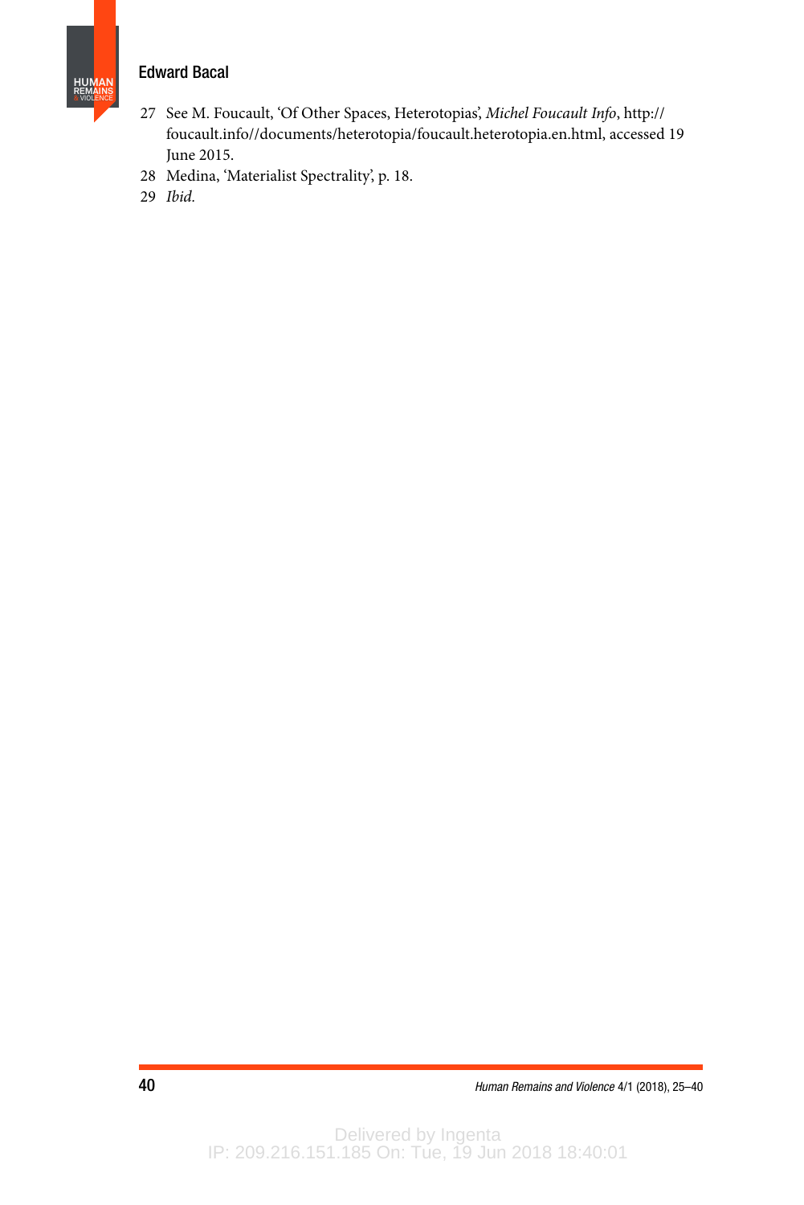27 See M. Foucault, 'Of Other Spaces, Heterotopias', *Michel Foucault Info*, http://foucault.info//documents/heterotopia/foucault.heterotopia.en.html, accessed 19 June 2015.

28 Medina, 'Materialist Spectrality', p. 18.

29 *Ibid.*